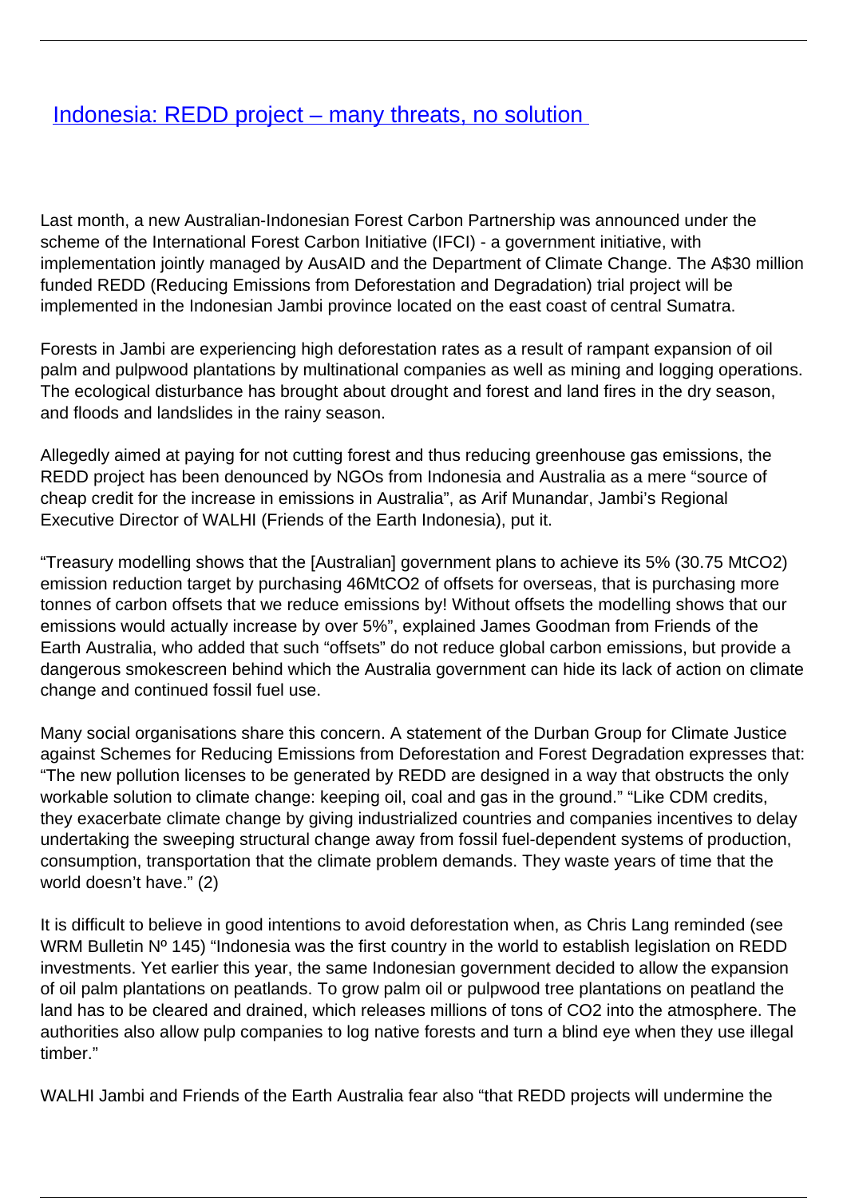# [Indonesia: REDD project – many threats, no solution](#)

Last month, a new Australian-Indonesian Forest Carbon Partnership was announced under the scheme of the International Forest Carbon Initiative (IFCI) - a government initiative, with implementation jointly managed by AusAID and the Department of Climate Change. The A$30 million funded REDD (Reducing Emissions from Deforestation and Degradation) trial project will be implemented in the Indonesian Jambi province located on the east coast of central Sumatra.

Forests in Jambi are experiencing high deforestation rates as a result of rampant expansion of oil palm and pulpwood plantations by multinational companies as well as mining and logging operations. The ecological disturbance has brought about drought and forest and land fires in the dry season, and floods and landslides in the rainy season.

Allegedly aimed at paying for not cutting forest and thus reducing greenhouse gas emissions, the REDD project has been denounced by NGOs from Indonesia and Australia as a mere "source of cheap credit for the increase in emissions in Australia", as Arif Munandar, Jambi's Regional Executive Director of WALHI (Friends of the Earth Indonesia), put it.

"Treasury modelling shows that the [Australian] government plans to achieve its 5% (30.75 MtCO2) emission reduction target by purchasing 46MtCO2 of offsets for overseas, that is purchasing more tonnes of carbon offsets that we reduce emissions by! Without offsets the modelling shows that our emissions would actually increase by over 5%", explained James Goodman from Friends of the Earth Australia, who added that such "offsets" do not reduce global carbon emissions, but provide a dangerous smokescreen behind which the Australia government can hide its lack of action on climate change and continued fossil fuel use.

Many social organisations share this concern. A statement of the Durban Group for Climate Justice against Schemes for Reducing Emissions from Deforestation and Forest Degradation expresses that: "The new pollution licenses to be generated by REDD are designed in a way that obstructs the only workable solution to climate change: keeping oil, coal and gas in the ground." "Like CDM credits, they exacerbate climate change by giving industrialized countries and companies incentives to delay undertaking the sweeping structural change away from fossil fuel-dependent systems of production, consumption, transportation that the climate problem demands. They waste years of time that the world doesn't have." (2)

It is difficult to believe in good intentions to avoid deforestation when, as Chris Lang reminded (see WRM Bulletin Nº 145) "Indonesia was the first country in the world to establish legislation on REDD investments. Yet earlier this year, the same Indonesian government decided to allow the expansion of oil palm plantations on peatlands. To grow palm oil or pulpwood tree plantations on peatland the land has to be cleared and drained, which releases millions of tons of CO2 into the atmosphere. The authorities also allow pulp companies to log native forests and turn a blind eye when they use illegal timber."

WALHI Jambi and Friends of the Earth Australia fear also "that REDD projects will undermine the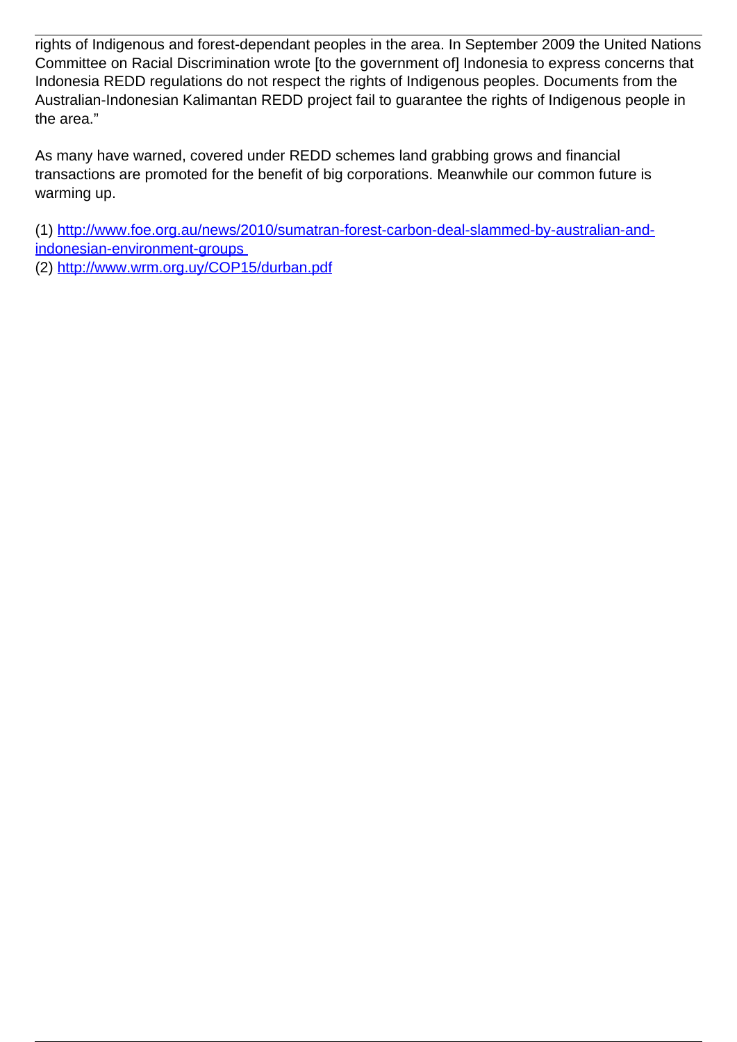rights of Indigenous and forest-dependant peoples in the area. In September 2009 the United Nations Committee on Racial Discrimination wrote [to the government of] Indonesia to express concerns that Indonesia REDD regulations do not respect the rights of Indigenous peoples. Documents from the Australian-Indonesian Kalimantan REDD project fail to guarantee the rights of Indigenous people in the area."

As many have warned, covered under REDD schemes land grabbing grows and financial transactions are promoted for the benefit of big corporations. Meanwhile our common future is warming up.

(1) http://www.foe.org.au/news/2010/sumatran-forest-carbon-deal-slammed-by-australian-and-indonesian-environment-groups
(2) http://www.wrm.org.uy/COP15/durban.pdf